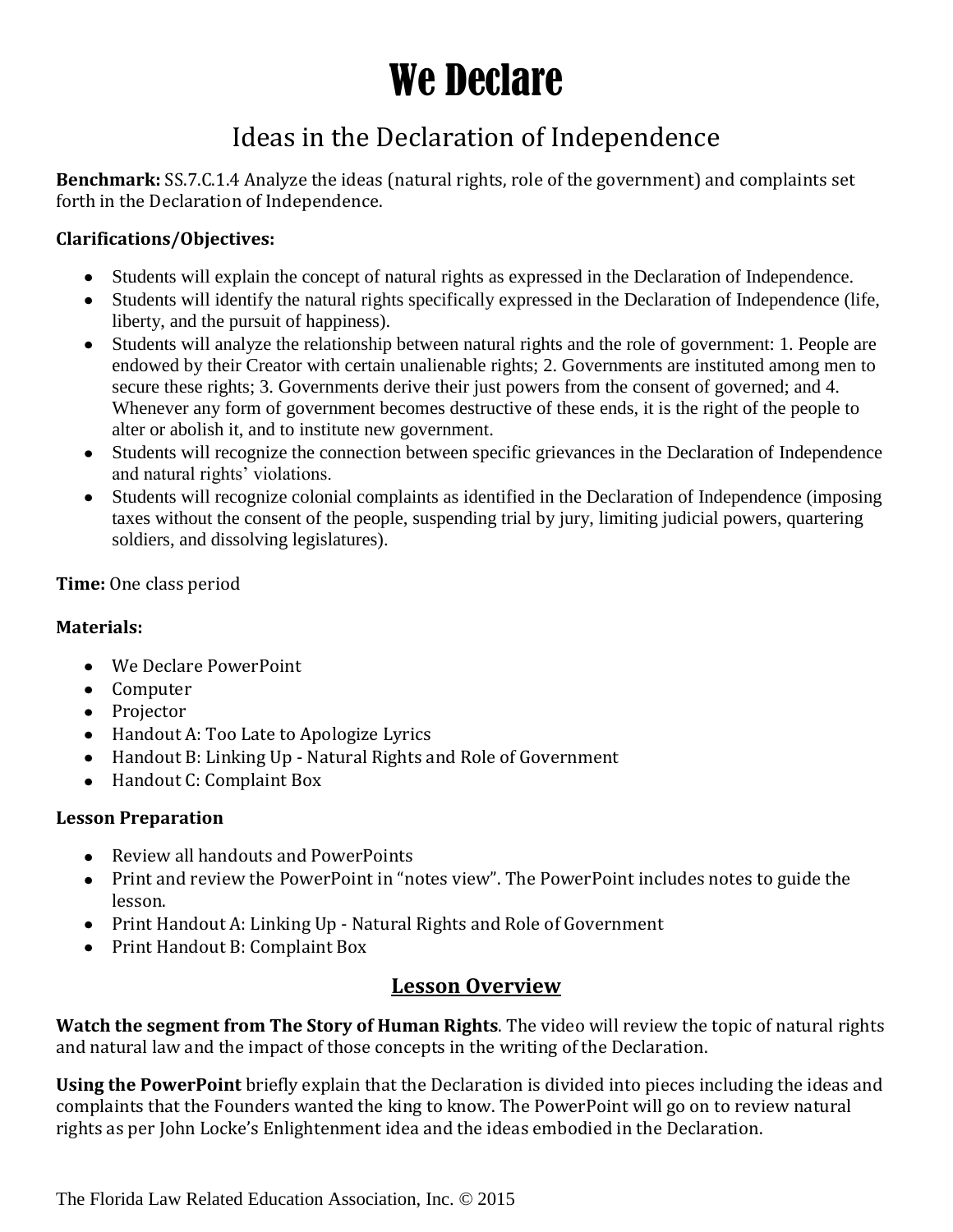# We Declare

## Ideas in the Declaration of Independence

**Benchmark:** SS.7.C.1.4 Analyze the ideas (natural rights, role of the government) and complaints set forth in the Declaration of Independence.

**Clarifications/Objectives:**

- Students will explain the concept of natural rights as expressed in the Declaration of Independence.
- Students will identify the natural rights specifically expressed in the Declaration of Independence (life, liberty, and the pursuit of happiness).
- Students will analyze the relationship between natural rights and the role of government: 1. People are endowed by their Creator with certain unalienable rights; 2. Governments are instituted among men to secure these rights; 3. Governments derive their just powers from the consent of governed; and 4. Whenever any form of government becomes destructive of these ends, it is the right of the people to alter or abolish it, and to institute new government.
- Students will recognize the connection between specific grievances in the Declaration of Independence and natural rights' violations.
- Students will recognize colonial complaints as identified in the Declaration of Independence (imposing taxes without the consent of the people, suspending trial by jury, limiting judicial powers, quartering soldiers, and dissolving legislatures).

**Time:** One class period

**Materials:**

- We Declare PowerPoint
- Computer
- Projector
- Handout A: Too Late to Apologize Lyrics
- Handout B: Linking Up - Natural Rights and Role of Government
- Handout C: Complaint Box

**Lesson Preparation**

- Review all handouts and PowerPoints
- Print and review the PowerPoint in "notes view". The PowerPoint includes notes to guide the lesson.
- Print Handout A: Linking Up - Natural Rights and Role of Government
- Print Handout B: Complaint Box

## Lesson Overview

**Watch the segment from The Story of Human Rights**. The video will review the topic of natural rights and natural law and the impact of those concepts in the writing of the Declaration.

**Using the PowerPoint** briefly explain that the Declaration is divided into pieces including the ideas and complaints that the Founders wanted the king to know. The PowerPoint will go on to review natural rights as per John Locke's Enlightenment idea and the ideas embodied in the Declaration.

The Florida Law Related Education Association, Inc. © 2015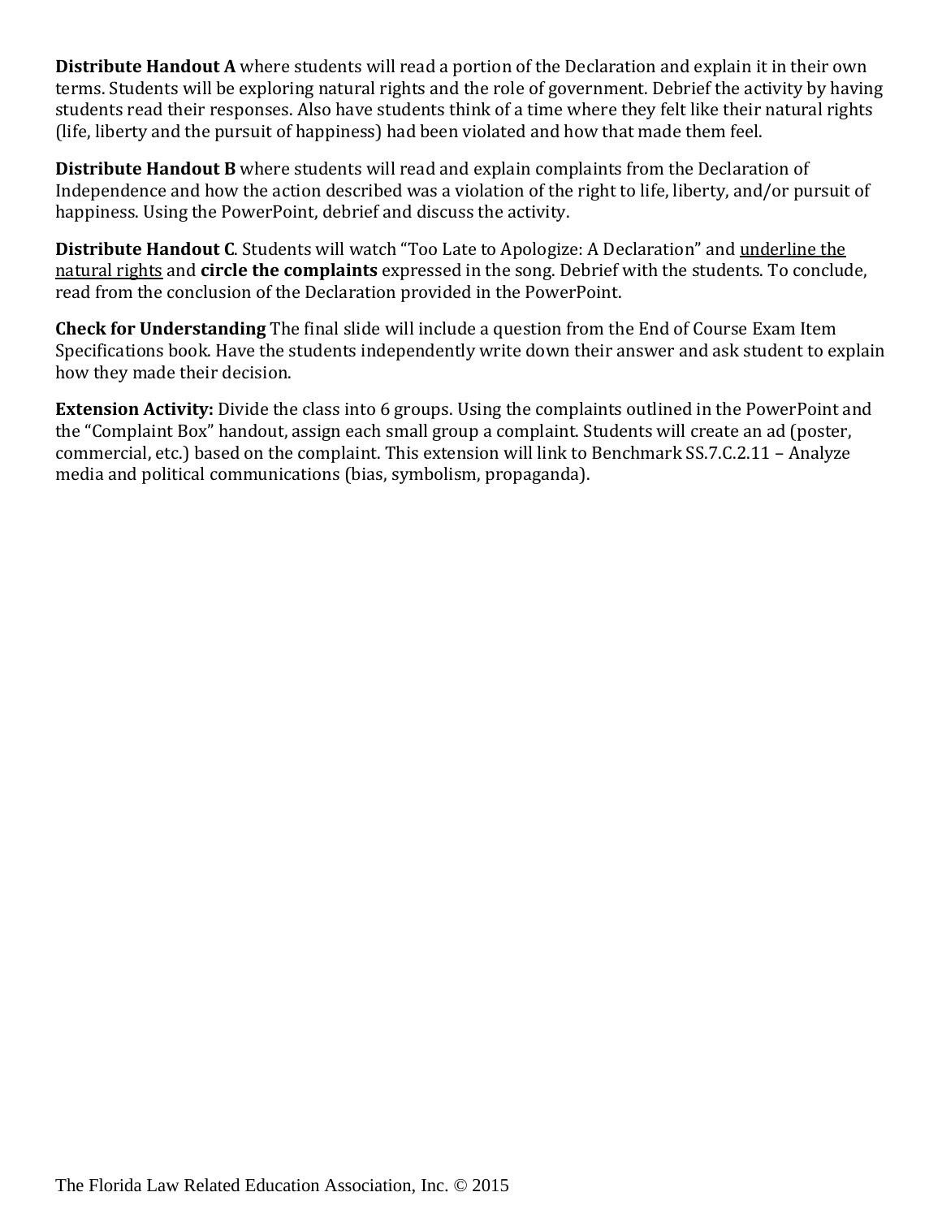**Distribute Handout A** where students will read a portion of the Declaration and explain it in their own terms. Students will be exploring natural rights and the role of government. Debrief the activity by having students read their responses. Also have students think of a time where they felt like their natural rights (life, liberty and the pursuit of happiness) had been violated and how that made them feel.

**Distribute Handout B** where students will read and explain complaints from the Declaration of Independence and how the action described was a violation of the right to life, liberty, and/or pursuit of happiness. Using the PowerPoint, debrief and discuss the activity.

**Distribute Handout C**. Students will watch "Too Late to Apologize: A Declaration" and <u>underline the natural rights</u> and **circle the complaints** expressed in the song. Debrief with the students. To conclude, read from the conclusion of the Declaration provided in the PowerPoint.

**Check for Understanding** The final slide will include a question from the End of Course Exam Item Specifications book. Have the students independently write down their answer and ask student to explain how they made their decision.

**Extension Activity:** Divide the class into 6 groups. Using the complaints outlined in the PowerPoint and the "Complaint Box" handout, assign each small group a complaint. Students will create an ad (poster, commercial, etc.) based on the complaint. This extension will link to Benchmark SS.7.C.2.11 – Analyze media and political communications (bias, symbolism, propaganda).

The Florida Law Related Education Association, Inc. © 2015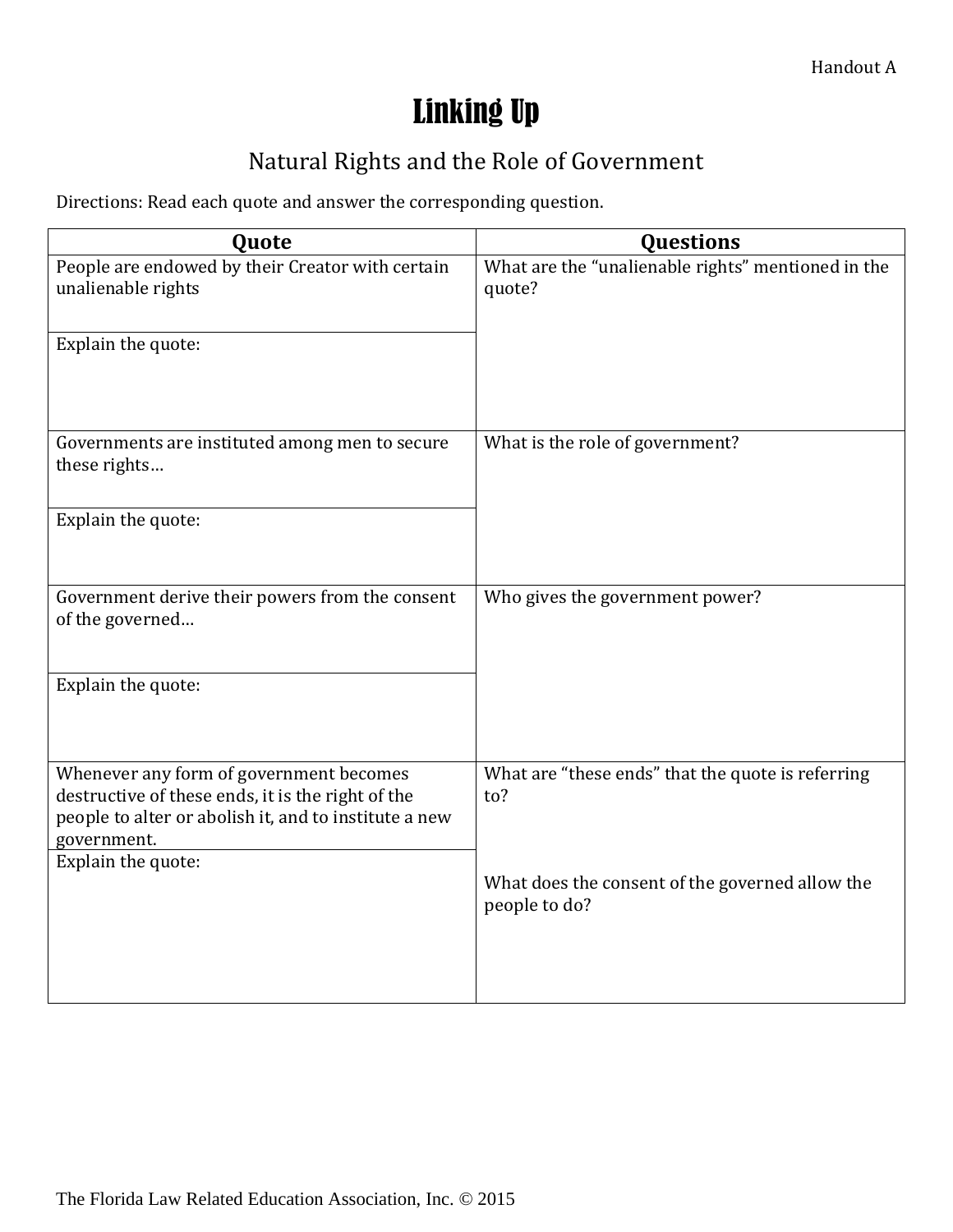Handout A

# Linking Up

## Natural Rights and the Role of Government

Directions: Read each quote and answer the corresponding question.

| Quote | Questions |
|---|---|
| People are endowed by their Creator with certain unalienable rights | What are the “unalienable rights” mentioned in the quote? |
| Explain the quote: | |
| Governments are instituted among men to secure these rights… | What is the role of government? |
| Explain the quote: | |
| Government derive their powers from the consent of the governed… | Who gives the government power? |
| Explain the quote: | |
| Whenever any form of government becomes destructive of these ends, it is the right of the people to alter or abolish it, and to institute a new government. | What are “these ends” that the quote is referring to? |
| Explain the quote: | What does the consent of the governed allow the people to do? |

The Florida Law Related Education Association, Inc. © 2015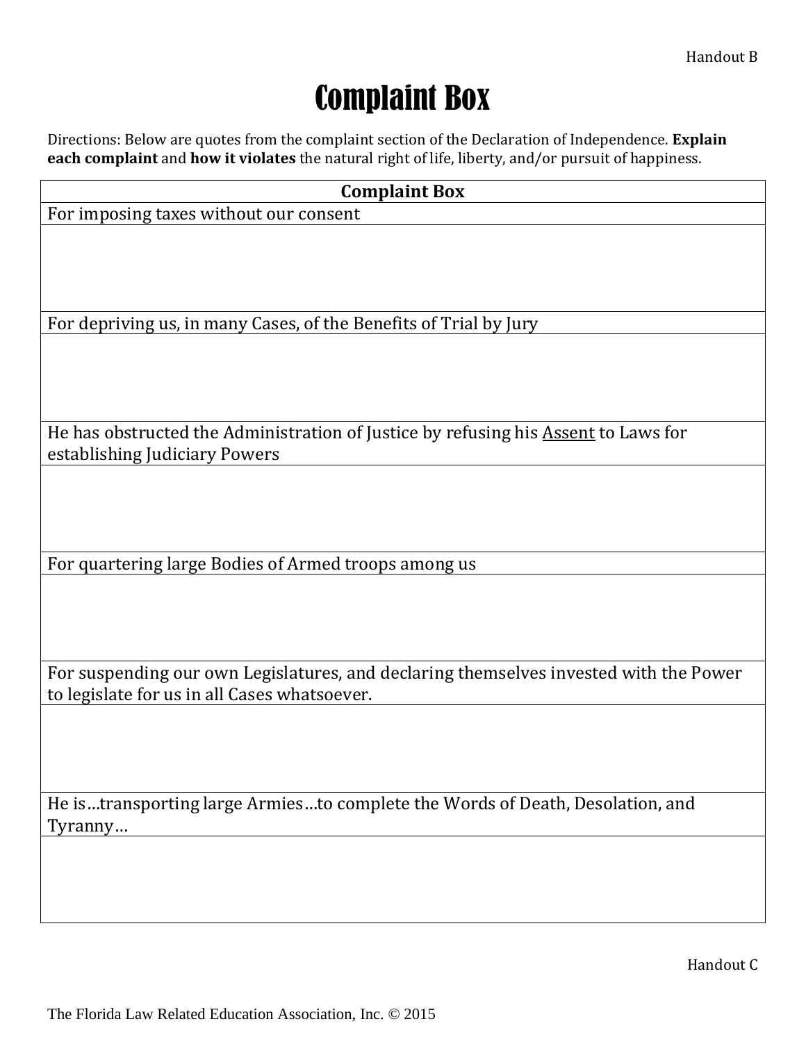Handout B

# Complaint Box

Directions: Below are quotes from the complaint section of the Declaration of Independence. **Explain each complaint** and **how it violates** the natural right of life, liberty, and/or pursuit of happiness.

| **Complaint Box** |
|---|
| For imposing taxes without our consent |
| |
| For depriving us, in many Cases, of the Benefits of Trial by Jury |
| |
| He has obstructed the Administration of Justice by refusing his <u>Assent</u> to Laws for establishing Judiciary Powers |
| |
| For quartering large Bodies of Armed troops among us |
| |
| For suspending our own Legislatures, and declaring themselves invested with the Power to legislate for us in all Cases whatsoever. |
| |
| He is…transporting large Armies…to complete the Words of Death, Desolation, and Tyranny… |
| |

Handout C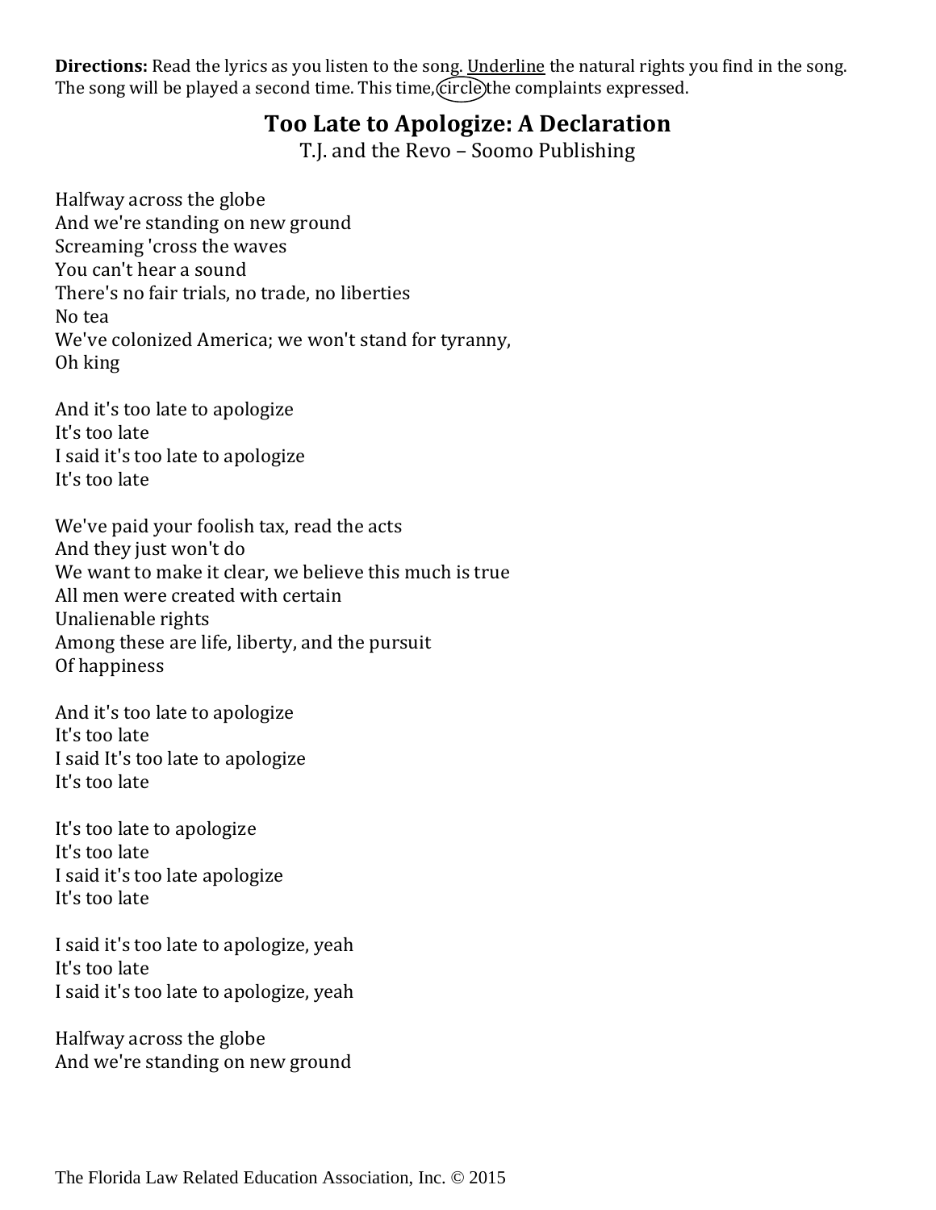**Directions:** Read the lyrics as you listen to the song. Underline the natural rights you find in the song. The song will be played a second time. This time, circle the complaints expressed.

## Too Late to Apologize: A Declaration

T.J. and the Revo – Soomo Publishing

Halfway across the globe
And we're standing on new ground
Screaming 'cross the waves
You can't hear a sound
There's no fair trials, no trade, no liberties
No tea
We've colonized America; we won't stand for tyranny,
Oh king

And it's too late to apologize
It's too late
I said it's too late to apologize
It's too late

We've paid your foolish tax, read the acts
And they just won't do
We want to make it clear, we believe this much is true
All men were created with certain
Unalienable rights
Among these are life, liberty, and the pursuit
Of happiness

And it's too late to apologize
It's too late
I said It's too late to apologize
It's too late

It's too late to apologize
It's too late
I said it's too late apologize
It's too late

I said it's too late to apologize, yeah
It's too late
I said it's too late to apologize, yeah

Halfway across the globe
And we're standing on new ground

The Florida Law Related Education Association, Inc. © 2015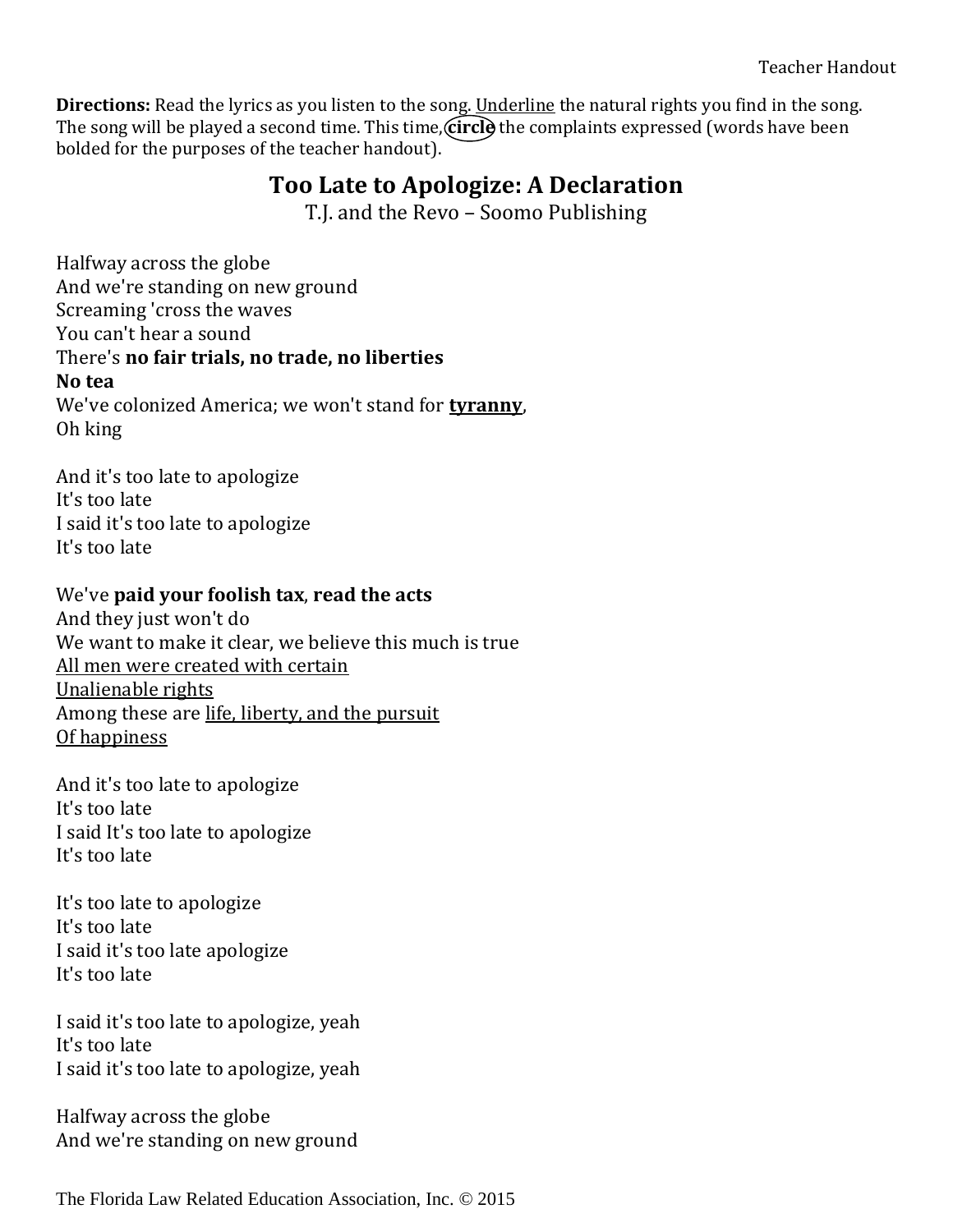**Directions:** Read the lyrics as you listen to the song. <u>Underline</u> the natural rights you find in the song. The song will be played a second time. This time, **circle** the complaints expressed (words have been bolded for the purposes of the teacher handout).

## Too Late to Apologize: A Declaration

T.J. and the Revo – Soomo Publishing

Halfway across the globe
And we're standing on new ground
Screaming 'cross the waves
You can't hear a sound
There's **no fair trials, no trade, no liberties**
**No tea**
We've colonized America; we won't stand for <u>**tyranny**</u>,
Oh king

And it's too late to apologize
It's too late
I said it's too late to apologize
It's too late

We've **paid your foolish tax**, **read the acts**
And they just won't do
We want to make it clear, we believe this much is true
<u>All men were created with certain</u>
<u>Unalienable rights</u>
Among these are <u>life, liberty, and the pursuit</u>
<u>Of happiness</u>

And it's too late to apologize
It's too late
I said It's too late to apologize
It's too late

It's too late to apologize
It's too late
I said it's too late apologize
It's too late

I said it's too late to apologize, yeah
It's too late
I said it's too late to apologize, yeah

Halfway across the globe
And we're standing on new ground